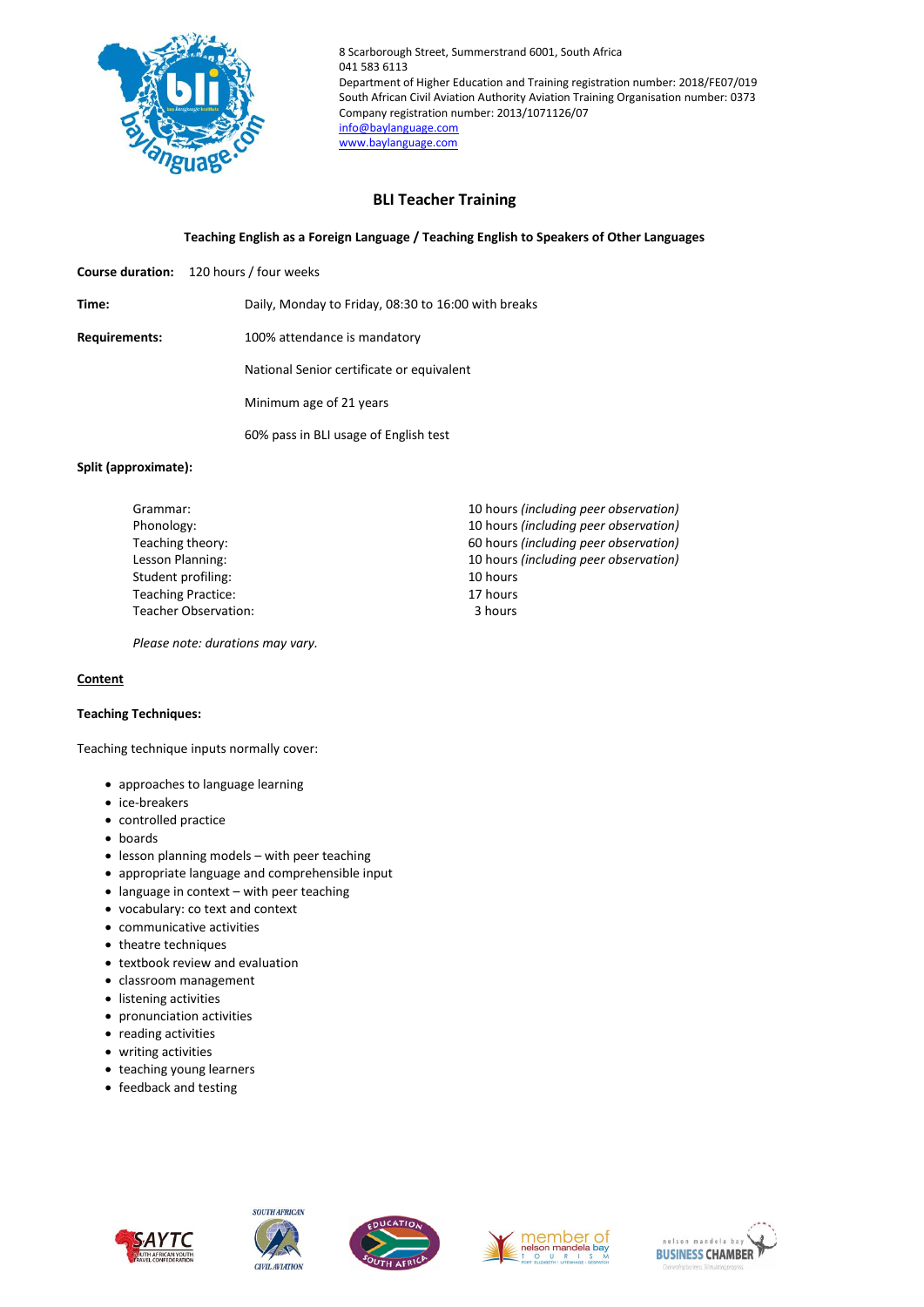8 Scarborough Street, Summerstrand 6001, South Africa
041 583 6113
Department of Higher Education and Training registration number: 2018/FE07/019
South African Civil Aviation Authority Aviation Training Organisation number: 0373
Company registration number: 2013/1071126/07
info@baylanguage.com
www.baylanguage.com

# BLI Teacher Training

## Teaching English as a Foreign Language / Teaching English to Speakers of Other Languages

**Course duration:** 120 hours / four weeks

**Time:** Daily, Monday to Friday, 08:30 to 16:00 with breaks

**Requirements:**

100% attendance is mandatory

National Senior certificate or equivalent

Minimum age of 21 years

60% pass in BLI usage of English test

**Split (approximate):**

| | |
|---|---|
| Grammar: | 10 hours *(including peer observation)* |
| Phonology: | 10 hours *(including peer observation)* |
| Teaching theory: | 60 hours *(including peer observation)* |
| Lesson Planning: | 10 hours *(including peer observation)* |
| Student profiling: | 10 hours |
| Teaching Practice: | 17 hours |
| Teacher Observation: | 3 hours |

*Please note: durations may vary.*

**Content**

**Teaching Techniques:**

Teaching technique inputs normally cover:

- approaches to language learning
- ice-breakers
- controlled practice
- boards
- lesson planning models – with peer teaching
- appropriate language and comprehensible input
- language in context – with peer teaching
- vocabulary: co text and context
- communicative activities
- theatre techniques
- textbook review and evaluation
- classroom management
- listening activities
- pronunciation activities
- reading activities
- writing activities
- teaching young learners
- feedback and testing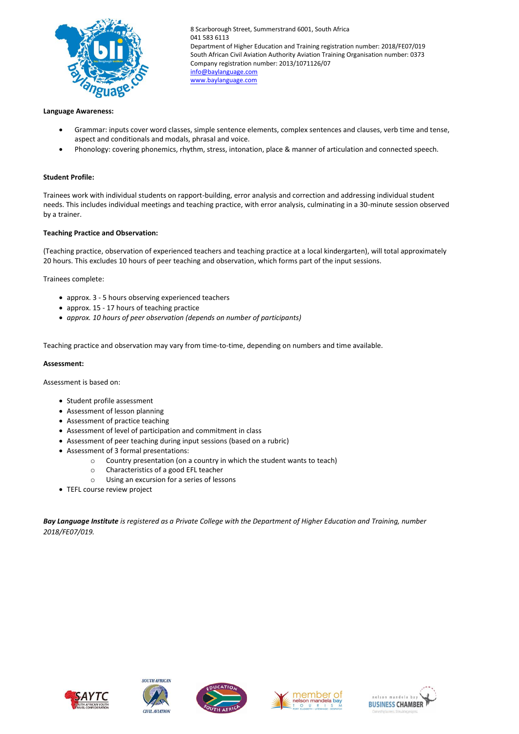8 Scarborough Street, Summerstrand 6001, South Africa
041 583 6113
Department of Higher Education and Training registration number: 2018/FE07/019
South African Civil Aviation Authority Aviation Training Organisation number: 0373
Company registration number: 2013/1071126/07
info@baylanguage.com
www.baylanguage.com

**Language Awareness:**

- Grammar: inputs cover word classes, simple sentence elements, complex sentences and clauses, verb time and tense, aspect and conditionals and modals, phrasal and voice.
- Phonology: covering phonemics, rhythm, stress, intonation, place & manner of articulation and connected speech.

**Student Profile:**

Trainees work with individual students on rapport-building, error analysis and correction and addressing individual student needs. This includes individual meetings and teaching practice, with error analysis, culminating in a 30-minute session observed by a trainer.

**Teaching Practice and Observation:**

(Teaching practice, observation of experienced teachers and teaching practice at a local kindergarten), will total approximately 20 hours. This excludes 10 hours of peer teaching and observation, which forms part of the input sessions.

Trainees complete:

- approx. 3 - 5 hours observing experienced teachers
- approx. 15 - 17 hours of teaching practice
- *approx. 10 hours of peer observation (depends on number of participants)*

Teaching practice and observation may vary from time-to-time, depending on numbers and time available.

**Assessment:**

Assessment is based on:

- Student profile assessment
- Assessment of lesson planning
- Assessment of practice teaching
- Assessment of level of participation and commitment in class
- Assessment of peer teaching during input sessions (based on a rubric)
- Assessment of 3 formal presentations:
  - Country presentation (on a country in which the student wants to teach)
  - Characteristics of a good EFL teacher
  - Using an excursion for a series of lessons
- TEFL course review project

***Bay Language Institute** is registered as a Private College with the Department of Higher Education and Training, number 2018/FE07/019.*